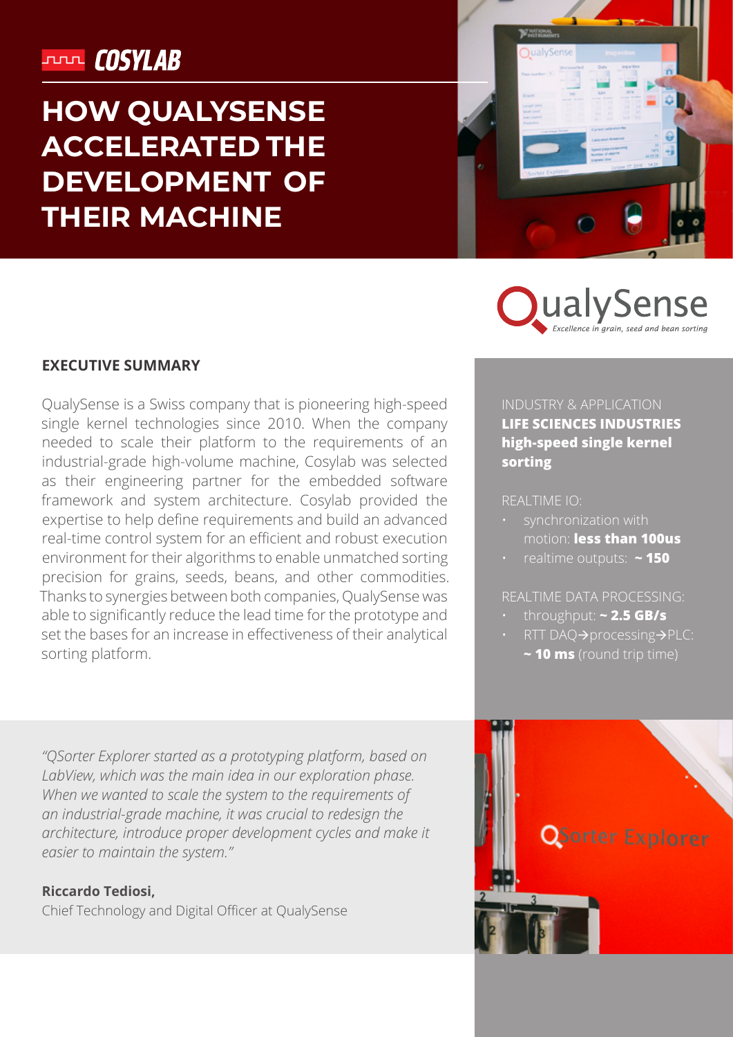COSYLAB

# HOW QUALYSENSE ACCELERATED THE DEVELOPMENT OF THEIR MACHINE

QualySense
*Excellence in grain, seed and bean sorting*

## EXECUTIVE SUMMARY

QualySense is a Swiss company that is pioneering high-speed single kernel technologies since 2010. When the company needed to scale their platform to the requirements of an industrial-grade high-volume machine, Cosylab was selected as their engineering partner for the embedded software framework and system architecture. Cosylab provided the expertise to help define requirements and build an advanced real-time control system for an efficient and robust execution environment for their algorithms to enable unmatched sorting precision for grains, seeds, beans, and other commodities. Thanks to synergies between both companies, QualySense was able to significantly reduce the lead time for the prototype and set the bases for an increase in effectiveness of their analytical sorting platform.

INDUSTRY & APPLICATION
**LIFE SCIENCES INDUSTRIES**
**high-speed single kernel sorting**

REALTIME IO:
- synchronization with motion: **less than 100us**
- realtime outputs: **~ 150**

REALTIME DATA PROCESSING:
- throughput: **~ 2.5 GB/s**
- RTT DAQ→processing→PLC: **~ 10 ms** (round trip time)

*"QSorter Explorer started as a prototyping platform, based on LabView, which was the main idea in our exploration phase. When we wanted to scale the system to the requirements of an industrial-grade machine, it was crucial to redesign the architecture, introduce proper development cycles and make it easier to maintain the system."*

**Riccardo Tediosi,**
Chief Technology and Digital Officer at QualySense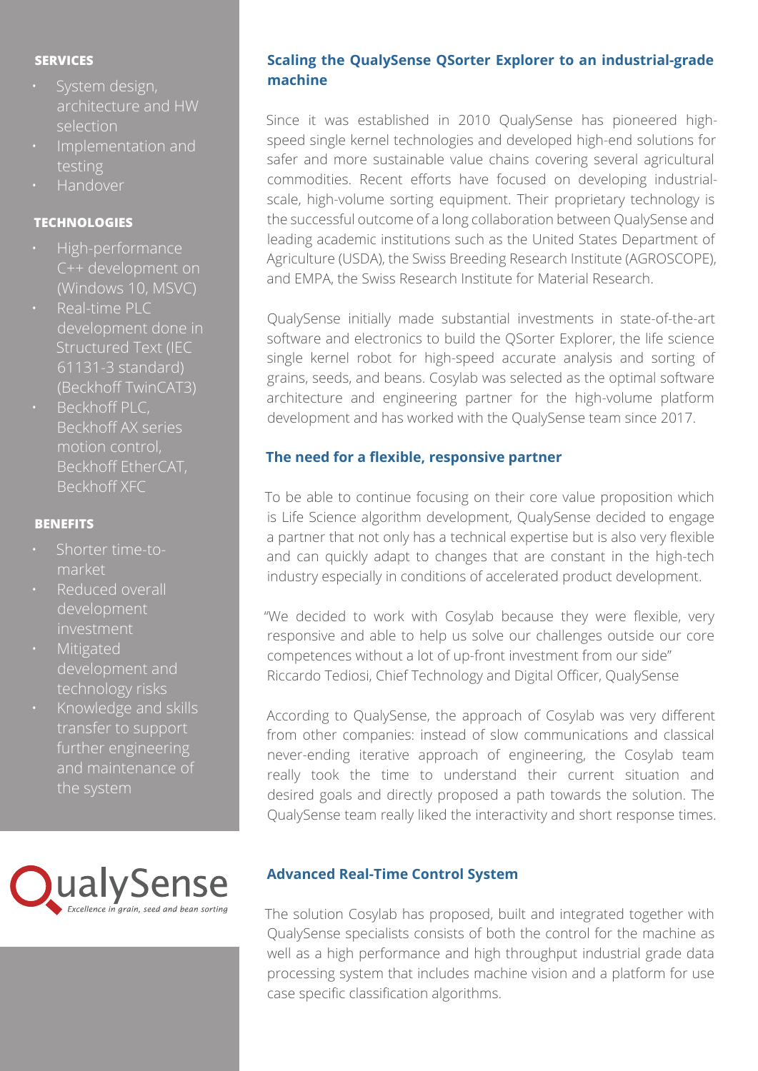**SERVICES**

- System design, architecture and HW selection
- Implementation and testing
- Handover

**TECHNOLOGIES**

- High-performance C++ development on (Windows 10, MSVC)
- Real-time PLC development done in Structured Text (IEC 61131-3 standard) (Beckhoff TwinCAT3)
- Beckhoff PLC, Beckhoff AX series motion control, Beckhoff EtherCAT, Beckhoff XFC

**BENEFITS**

- Shorter time-to-market
- Reduced overall development investment
- Mitigated development and technology risks
- Knowledge and skills transfer to support further engineering and maintenance of the system

QualySense
*Excellence in grain, seed and bean sorting*

## Scaling the QualySense QSorter Explorer to an industrial-grade machine

Since it was established in 2010 QualySense has pioneered high-speed single kernel technologies and developed high-end solutions for safer and more sustainable value chains covering several agricultural commodities. Recent efforts have focused on developing industrial-scale, high-volume sorting equipment. Their proprietary technology is the successful outcome of a long collaboration between QualySense and leading academic institutions such as the United States Department of Agriculture (USDA), the Swiss Breeding Research Institute (AGROSCOPE), and EMPA, the Swiss Research Institute for Material Research.

QualySense initially made substantial investments in state-of-the-art software and electronics to build the QSorter Explorer, the life science single kernel robot for high-speed accurate analysis and sorting of grains, seeds, and beans. Cosylab was selected as the optimal software architecture and engineering partner for the high-volume platform development and has worked with the QualySense team since 2017.

## The need for a flexible, responsive partner

To be able to continue focusing on their core value proposition which is Life Science algorithm development, QualySense decided to engage a partner that not only has a technical expertise but is also very flexible and can quickly adapt to changes that are constant in the high-tech industry especially in conditions of accelerated product development.

"We decided to work with Cosylab because they were flexible, very responsive and able to help us solve our challenges outside our core competences without a lot of up-front investment from our side"
Riccardo Tediosi, Chief Technology and Digital Officer, QualySense

According to QualySense, the approach of Cosylab was very different from other companies: instead of slow communications and classical never-ending iterative approach of engineering, the Cosylab team really took the time to understand their current situation and desired goals and directly proposed a path towards the solution. The QualySense team really liked the interactivity and short response times.

## Advanced Real-Time Control System

The solution Cosylab has proposed, built and integrated together with QualySense specialists consists of both the control for the machine as well as a high performance and high throughput industrial grade data processing system that includes machine vision and a platform for use case specific classification algorithms.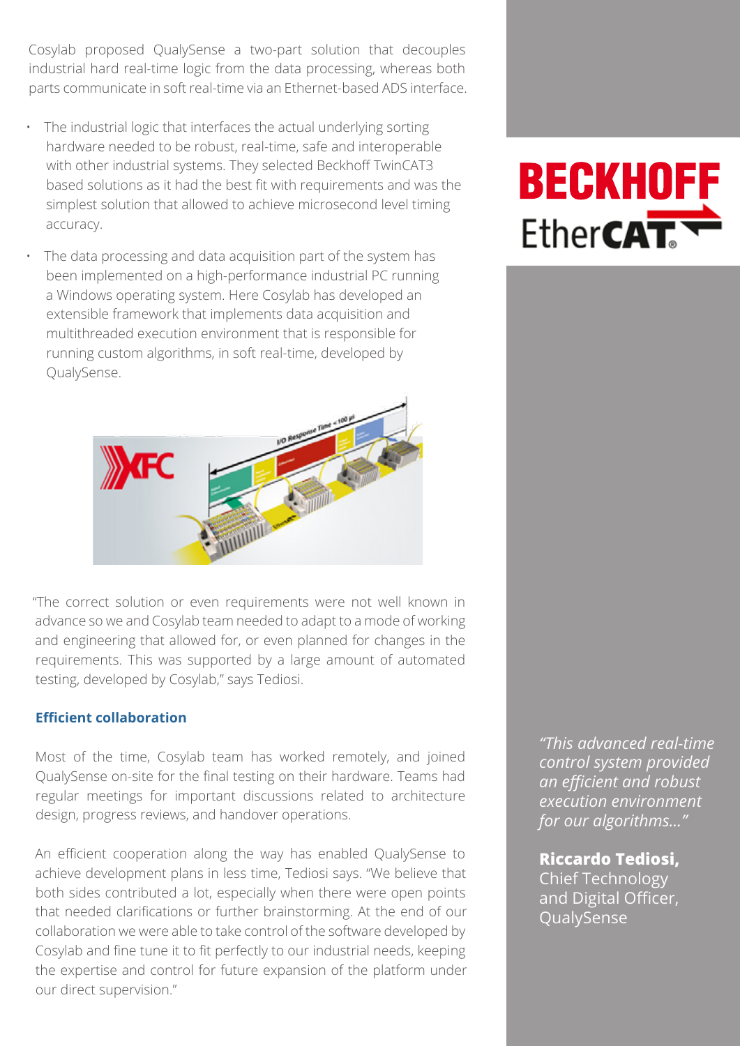Cosylab proposed QualySense a two-part solution that decouples industrial hard real-time logic from the data processing, whereas both parts communicate in soft real-time via an Ethernet-based ADS interface.

- The industrial logic that interfaces the actual underlying sorting hardware needed to be robust, real-time, safe and interoperable with other industrial systems. They selected Beckhoff TwinCAT3 based solutions as it had the best fit with requirements and was the simplest solution that allowed to achieve microsecond level timing accuracy.
- The data processing and data acquisition part of the system has been implemented on a high-performance industrial PC running a Windows operating system. Here Cosylab has developed an extensible framework that implements data acquisition and multithreaded execution environment that is responsible for running custom algorithms, in soft real-time, developed by QualySense.

"The correct solution or even requirements were not well known in advance so we and Cosylab team needed to adapt to a mode of working and engineering that allowed for, or even planned for changes in the requirements. This was supported by a large amount of automated testing, developed by Cosylab," says Tediosi.

### Efficient collaboration

Most of the time, Cosylab team has worked remotely, and joined QualySense on-site for the final testing on their hardware. Teams had regular meetings for important discussions related to architecture design, progress reviews, and handover operations.

An efficient cooperation along the way has enabled QualySense to achieve development plans in less time, Tediosi says. "We believe that both sides contributed a lot, especially when there were open points that needed clarifications or further brainstorming. At the end of our collaboration we were able to take control of the software developed by Cosylab and fine tune it to fit perfectly to our industrial needs, keeping the expertise and control for future expansion of the platform under our direct supervision."

*"This advanced real-time control system provided an efficient and robust execution environment for our algorithms..."*

**Riccardo Tediosi,**
Chief Technology and Digital Officer, QualySense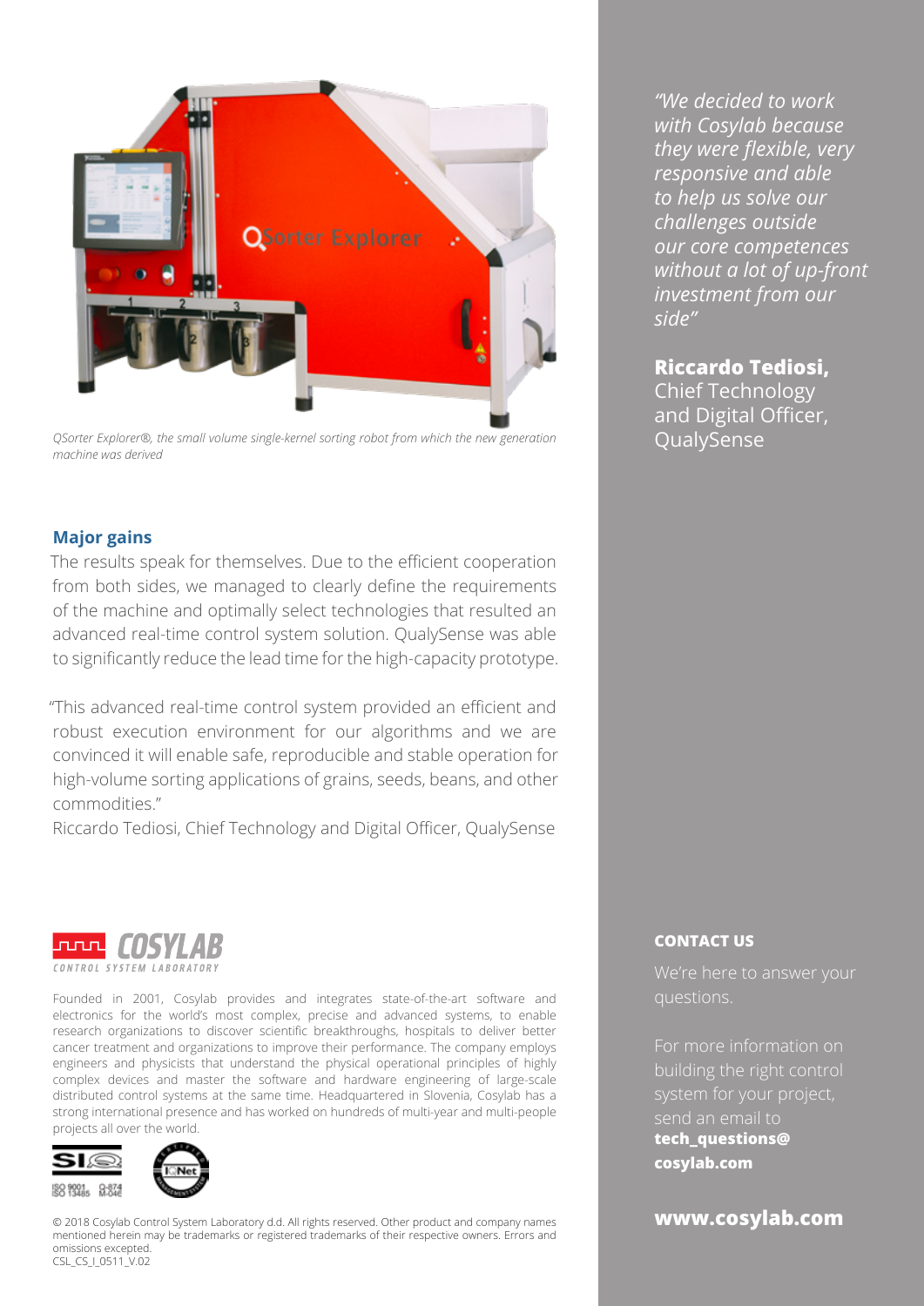*QSorter Explorer®, the small volume single-kernel sorting robot from which the new generation machine was derived*

## Major gains

The results speak for themselves. Due to the efficient cooperation from both sides, we managed to clearly define the requirements of the machine and optimally select technologies that resulted an advanced real-time control system solution. QualySense was able to significantly reduce the lead time for the high-capacity prototype.

"This advanced real-time control system provided an efficient and robust execution environment for our algorithms and we are convinced it will enable safe, reproducible and stable operation for high-volume sorting applications of grains, seeds, beans, and other commodities."

Riccardo Tediosi, Chief Technology and Digital Officer, QualySense

*"We decided to work with Cosylab because they were flexible, very responsive and able to help us solve our challenges outside our core competences without a lot of up-front investment from our side"*

**Riccardo Tediosi,**
Chief Technology and Digital Officer, QualySense

COSYLAB
CONTROL SYSTEM LABORATORY

Founded in 2001, Cosylab provides and integrates state-of-the-art software and electronics for the world's most complex, precise and advanced systems, to enable research organizations to discover scientific breakthroughs, hospitals to deliver better cancer treatment and organizations to improve their performance. The company employs engineers and physicists that understand the physical operational principles of highly complex devices and master the software and hardware engineering of large-scale distributed control systems at the same time. Headquartered in Slovenia, Cosylab has a strong international presence and has worked on hundreds of multi-year and multi-people projects all over the world.

ISO 9001 Q-874
ISO 13485 M-046

© 2018 Cosylab Control System Laboratory d.d. All rights reserved. Other product and company names mentioned herein may be trademarks or registered trademarks of their respective owners. Errors and omissions excepted.
CSL_CS_I_0511_V.02

**CONTACT US**

We're here to answer your questions.

For more information on building the right control system for your project, send an email to **tech_questions@cosylab.com**

**www.cosylab.com**